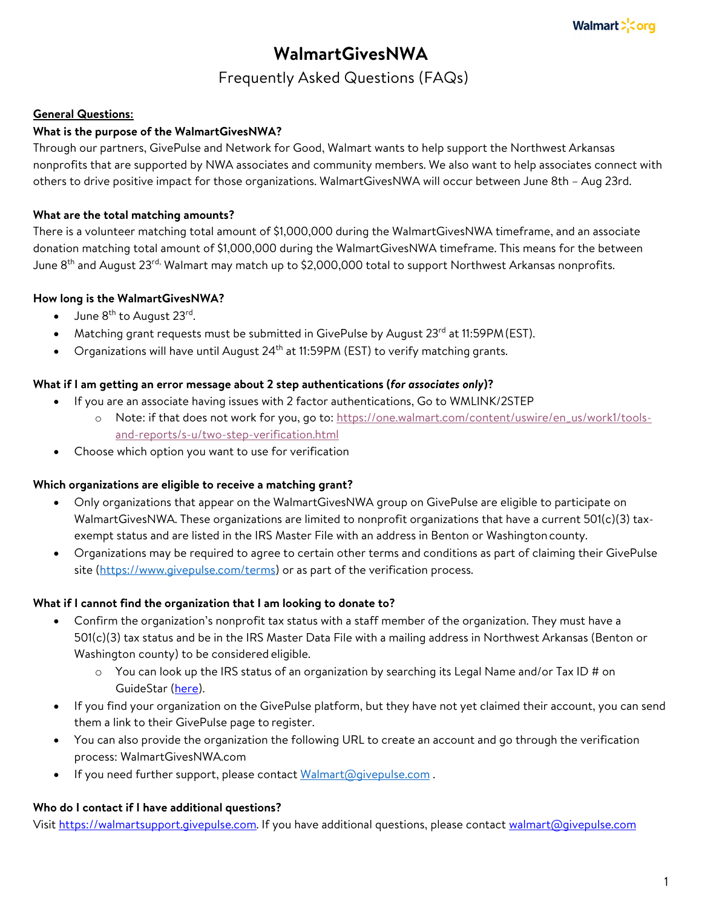# WalmartGivesNWA

## Frequently Asked Questions (FAQs)

**General Questions:**

**What is the purpose of the WalmartGivesNWA?**

Through our partners, GivePulse and Network for Good, Walmart wants to help support the Northwest Arkansas nonprofits that are supported by NWA associates and community members. We also want to help associates connect with others to drive positive impact for those organizations. WalmartGivesNWA will occur between June 8th – Aug 23rd.

**What are the total matching amounts?**

There is a volunteer matching total amount of $1,000,000 during the WalmartGivesNWA timeframe, and an associate donation matching total amount of $1,000,000 during the WalmartGivesNWA timeframe. This means for the between June 8th and August 23rd, Walmart may match up to $2,000,000 total to support Northwest Arkansas nonprofits.

**How long is the WalmartGivesNWA?**

- June 8th to August 23rd.
- Matching grant requests must be submitted in GivePulse by August 23rd at 11:59PM (EST).
- Organizations will have until August 24th at 11:59PM (EST) to verify matching grants.

**What if I am getting an error message about 2 step authentications (*for associates only*)?**

- If you are an associate having issues with 2 factor authentications, Go to WMLINK/2STEP
  - Note: if that does not work for you, go to: https://one.walmart.com/content/uswire/en_us/work1/tools-and-reports/s-u/two-step-verification.html
- Choose which option you want to use for verification

**Which organizations are eligible to receive a matching grant?**

- Only organizations that appear on the WalmartGivesNWA group on GivePulse are eligible to participate on WalmartGivesNWA. These organizations are limited to nonprofit organizations that have a current 501(c)(3) tax-exempt status and are listed in the IRS Master File with an address in Benton or Washington county.
- Organizations may be required to agree to certain other terms and conditions as part of claiming their GivePulse site (https://www.givepulse.com/terms) or as part of the verification process.

**What if I cannot find the organization that I am looking to donate to?**

- Confirm the organization's nonprofit tax status with a staff member of the organization. They must have a 501(c)(3) tax status and be in the IRS Master Data File with a mailing address in Northwest Arkansas (Benton or Washington county) to be considered eligible.
  - You can look up the IRS status of an organization by searching its Legal Name and/or Tax ID # on GuideStar (here).
- If you find your organization on the GivePulse platform, but they have not yet claimed their account, you can send them a link to their GivePulse page to register.
- You can also provide the organization the following URL to create an account and go through the verification process: WalmartGivesNWA.com
- If you need further support, please contact Walmart@givepulse.com .

**Who do I contact if I have additional questions?**

Visit https://walmartsupport.givepulse.com. If you have additional questions, please contact walmart@givepulse.com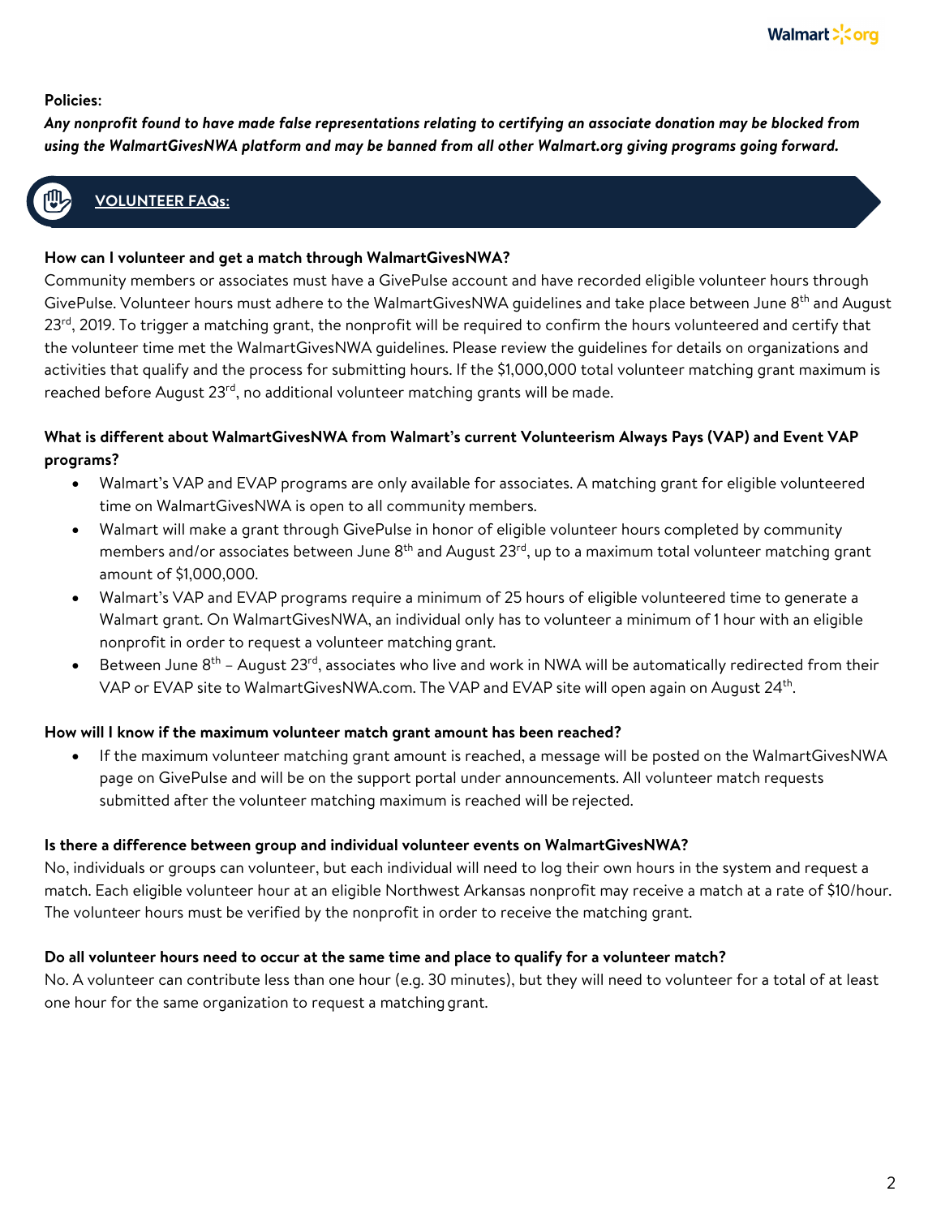**Policies:**

***Any nonprofit found to have made false representations relating to certifying an associate donation may be blocked from using the WalmartGivesNWA platform and may be banned from all other Walmart.org giving programs going forward.***

## VOLUNTEER FAQs:

**How can I volunteer and get a match through WalmartGivesNWA?**

Community members or associates must have a GivePulse account and have recorded eligible volunteer hours through GivePulse. Volunteer hours must adhere to the WalmartGivesNWA guidelines and take place between June 8th and August 23rd, 2019. To trigger a matching grant, the nonprofit will be required to confirm the hours volunteered and certify that the volunteer time met the WalmartGivesNWA guidelines. Please review the guidelines for details on organizations and activities that qualify and the process for submitting hours. If the $1,000,000 total volunteer matching grant maximum is reached before August 23rd, no additional volunteer matching grants will be made.

**What is different about WalmartGivesNWA from Walmart's current Volunteerism Always Pays (VAP) and Event VAP programs?**

- Walmart's VAP and EVAP programs are only available for associates. A matching grant for eligible volunteered time on WalmartGivesNWA is open to all community members.
- Walmart will make a grant through GivePulse in honor of eligible volunteer hours completed by community members and/or associates between June 8th and August 23rd, up to a maximum total volunteer matching grant amount of $1,000,000.
- Walmart's VAP and EVAP programs require a minimum of 25 hours of eligible volunteered time to generate a Walmart grant. On WalmartGivesNWA, an individual only has to volunteer a minimum of 1 hour with an eligible nonprofit in order to request a volunteer matching grant.
- Between June 8th – August 23rd, associates who live and work in NWA will be automatically redirected from their VAP or EVAP site to WalmartGivesNWA.com. The VAP and EVAP site will open again on August 24th.

**How will I know if the maximum volunteer match grant amount has been reached?**

- If the maximum volunteer matching grant amount is reached, a message will be posted on the WalmartGivesNWA page on GivePulse and will be on the support portal under announcements. All volunteer match requests submitted after the volunteer matching maximum is reached will be rejected.

**Is there a difference between group and individual volunteer events on WalmartGivesNWA?**

No, individuals or groups can volunteer, but each individual will need to log their own hours in the system and request a match. Each eligible volunteer hour at an eligible Northwest Arkansas nonprofit may receive a match at a rate of $10/hour. The volunteer hours must be verified by the nonprofit in order to receive the matching grant.

**Do all volunteer hours need to occur at the same time and place to qualify for a volunteer match?**

No. A volunteer can contribute less than one hour (e.g. 30 minutes), but they will need to volunteer for a total of at least one hour for the same organization to request a matching grant.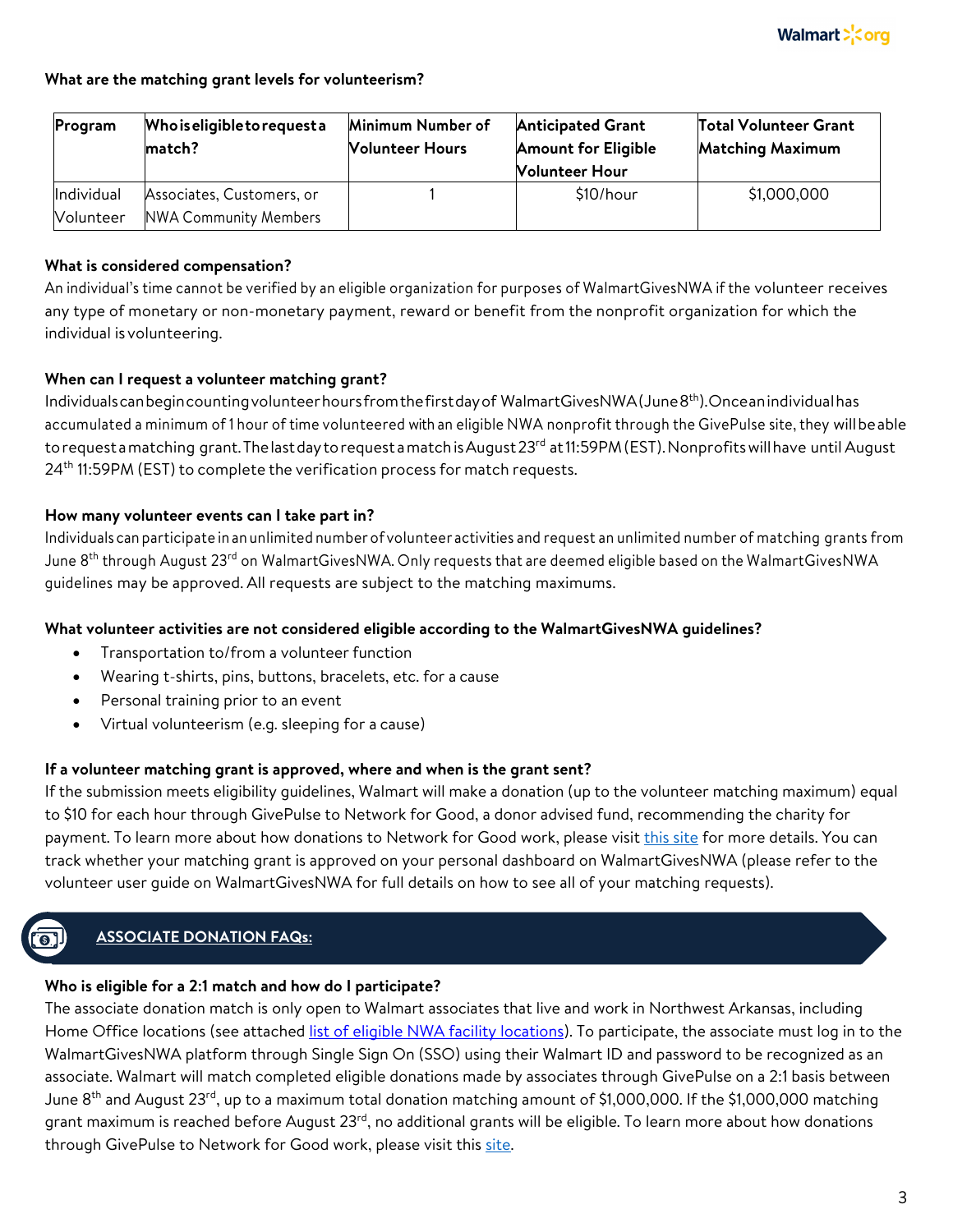**What are the matching grant levels for volunteerism?**

| Program | Who is eligible to request a match? | Minimum Number of Volunteer Hours | Anticipated Grant Amount for Eligible Volunteer Hour | Total Volunteer Grant Matching Maximum |
|---|---|---|---|---|
| Individual Volunteer | Associates, Customers, or NWA Community Members | 1 | $10/hour | $1,000,000 |

**What is considered compensation?**

An individual's time cannot be verified by an eligible organization for purposes of WalmartGivesNWA if the volunteer receives any type of monetary or non-monetary payment, reward or benefit from the nonprofit organization for which the individual is volunteering.

**When can I request a volunteer matching grant?**

Individuals can begin counting volunteer hours from the first day of WalmartGivesNWA (June 8th). Once an individual has accumulated a minimum of 1 hour of time volunteered with an eligible NWA nonprofit through the GivePulse site, they will be able to request a matching grant. The last day to request a match is August 23rd at 11:59PM (EST). Nonprofits will have until August 24th 11:59PM (EST) to complete the verification process for match requests.

**How many volunteer events can I take part in?**

Individuals can participate in an unlimited number of volunteer activities and request an unlimited number of matching grants from June 8th through August 23rd on WalmartGivesNWA. Only requests that are deemed eligible based on the WalmartGivesNWA guidelines may be approved. All requests are subject to the matching maximums.

**What volunteer activities are not considered eligible according to the WalmartGivesNWA guidelines?**

- Transportation to/from a volunteer function
- Wearing t-shirts, pins, buttons, bracelets, etc. for a cause
- Personal training prior to an event
- Virtual volunteerism (e.g. sleeping for a cause)

**If a volunteer matching grant is approved, where and when is the grant sent?**

If the submission meets eligibility guidelines, Walmart will make a donation (up to the volunteer matching maximum) equal to $10 for each hour through GivePulse to Network for Good, a donor advised fund, recommending the charity for payment. To learn more about how donations to Network for Good work, please visit this site for more details. You can track whether your matching grant is approved on your personal dashboard on WalmartGivesNWA (please refer to the volunteer user guide on WalmartGivesNWA for full details on how to see all of your matching requests).

## ASSOCIATE DONATION FAQs:

**Who is eligible for a 2:1 match and how do I participate?**

The associate donation match is only open to Walmart associates that live and work in Northwest Arkansas, including Home Office locations (see attached list of eligible NWA facility locations). To participate, the associate must log in to the WalmartGivesNWA platform through Single Sign On (SSO) using their Walmart ID and password to be recognized as an associate. Walmart will match completed eligible donations made by associates through GivePulse on a 2:1 basis between June 8th and August 23rd, up to a maximum total donation matching amount of $1,000,000. If the $1,000,000 matching grant maximum is reached before August 23rd, no additional grants will be eligible. To learn more about how donations through GivePulse to Network for Good work, please visit this site.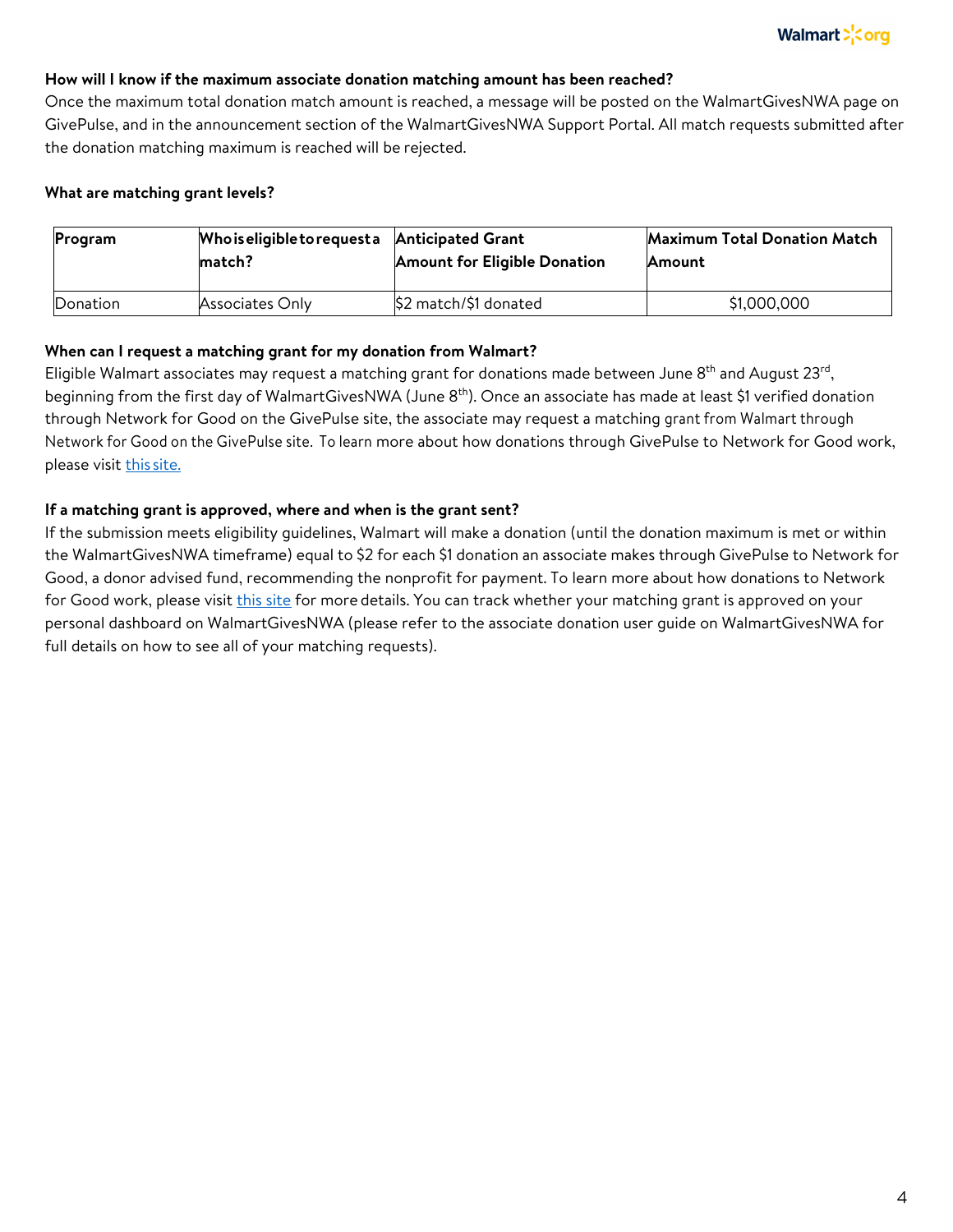**How will I know if the maximum associate donation matching amount has been reached?**

Once the maximum total donation match amount is reached, a message will be posted on the WalmartGivesNWA page on GivePulse, and in the announcement section of the WalmartGivesNWA Support Portal. All match requests submitted after the donation matching maximum is reached will be rejected.

**What are matching grant levels?**

| **Program** | **Who is eligible to request a match?** | **Anticipated Grant Amount for Eligible Donation** | **Maximum Total Donation Match Amount** |
|---|---|---|---|
| Donation | Associates Only | $2 match/$1 donated | $1,000,000 |

**When can I request a matching grant for my donation from Walmart?**

Eligible Walmart associates may request a matching grant for donations made between June 8th and August 23rd, beginning from the first day of WalmartGivesNWA (June 8th). Once an associate has made at least $1 verified donation through Network for Good on the GivePulse site, the associate may request a matching grant from Walmart through Network for Good on the GivePulse site. To learn more about how donations through GivePulse to Network for Good work, please visit [this site.]()

**If a matching grant is approved, where and when is the grant sent?**

If the submission meets eligibility guidelines, Walmart will make a donation (until the donation maximum is met or within the WalmartGivesNWA timeframe) equal to $2 for each $1 donation an associate makes through GivePulse to Network for Good, a donor advised fund, recommending the nonprofit for payment. To learn more about how donations to Network for Good work, please visit [this site]() for more details. You can track whether your matching grant is approved on your personal dashboard on WalmartGivesNWA (please refer to the associate donation user guide on WalmartGivesNWA for full details on how to see all of your matching requests).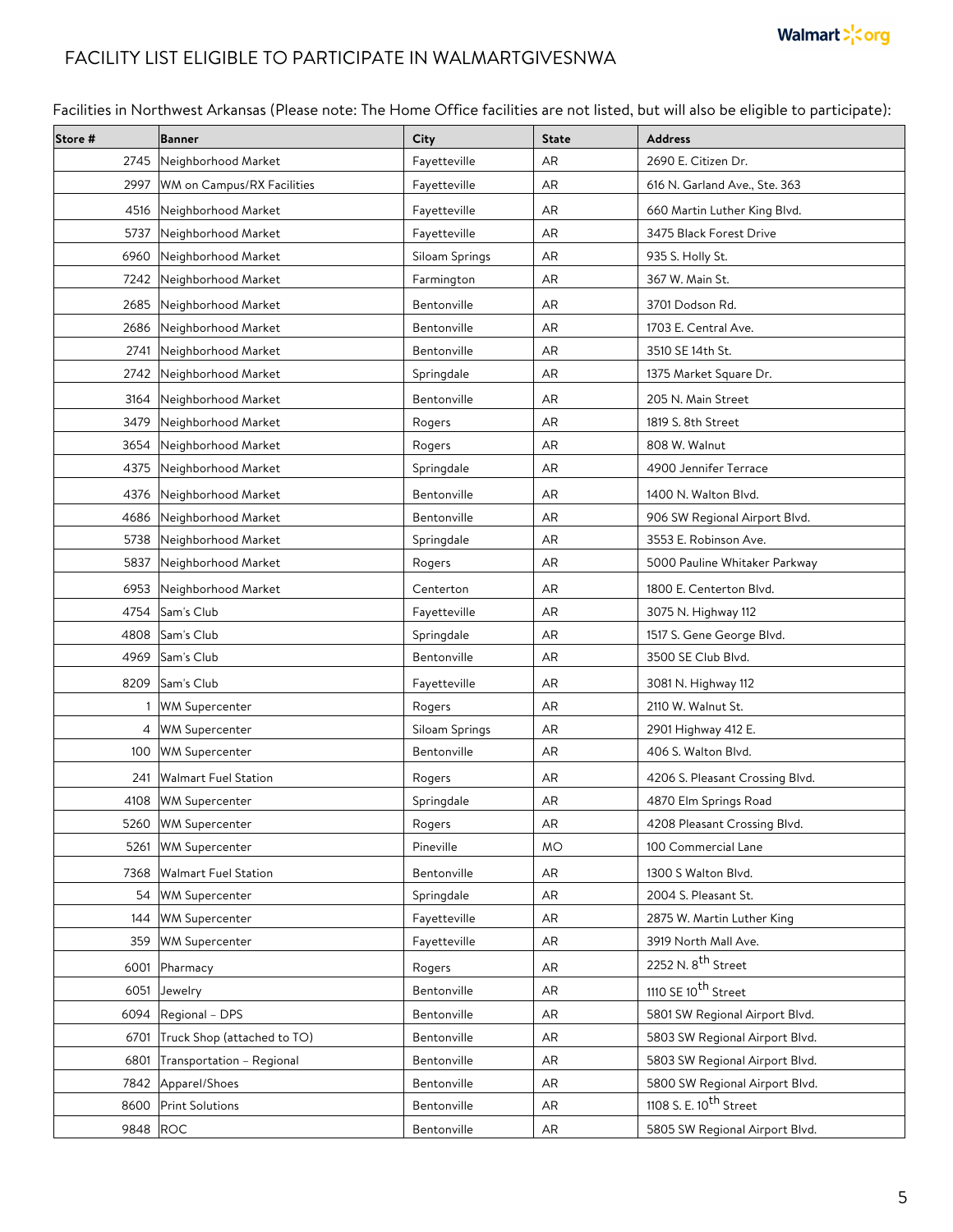# FACILITY LIST ELIGIBLE TO PARTICIPATE IN WALMARTGIVESNWA

Facilities in Northwest Arkansas (Please note: The Home Office facilities are not listed, but will also be eligible to participate):

| Store # | Banner | City | State | Address |
|---|---|---|---|---|
| 2745 | Neighborhood Market | Fayetteville | AR | 2690 E. Citizen Dr. |
| 2997 | WM on Campus/RX Facilities | Fayetteville | AR | 616 N. Garland Ave., Ste. 363 |
| 4516 | Neighborhood Market | Fayetteville | AR | 660 Martin Luther King Blvd. |
| 5737 | Neighborhood Market | Fayetteville | AR | 3475 Black Forest Drive |
| 6960 | Neighborhood Market | Siloam Springs | AR | 935 S. Holly St. |
| 7242 | Neighborhood Market | Farmington | AR | 367 W. Main St. |
| 2685 | Neighborhood Market | Bentonville | AR | 3701 Dodson Rd. |
| 2686 | Neighborhood Market | Bentonville | AR | 1703 E. Central Ave. |
| 2741 | Neighborhood Market | Bentonville | AR | 3510 SE 14th St. |
| 2742 | Neighborhood Market | Springdale | AR | 1375 Market Square Dr. |
| 3164 | Neighborhood Market | Bentonville | AR | 205 N. Main Street |
| 3479 | Neighborhood Market | Rogers | AR | 1819 S. 8th Street |
| 3654 | Neighborhood Market | Rogers | AR | 808 W. Walnut |
| 4375 | Neighborhood Market | Springdale | AR | 4900 Jennifer Terrace |
| 4376 | Neighborhood Market | Bentonville | AR | 1400 N. Walton Blvd. |
| 4686 | Neighborhood Market | Bentonville | AR | 906 SW Regional Airport Blvd. |
| 5738 | Neighborhood Market | Springdale | AR | 3553 E. Robinson Ave. |
| 5837 | Neighborhood Market | Rogers | AR | 5000 Pauline Whitaker Parkway |
| 6953 | Neighborhood Market | Centerton | AR | 1800 E. Centerton Blvd. |
| 4754 | Sam's Club | Fayetteville | AR | 3075 N. Highway 112 |
| 4808 | Sam's Club | Springdale | AR | 1517 S. Gene George Blvd. |
| 4969 | Sam's Club | Bentonville | AR | 3500 SE Club Blvd. |
| 8209 | Sam's Club | Fayetteville | AR | 3081 N. Highway 112 |
| 1 | WM Supercenter | Rogers | AR | 2110 W. Walnut St. |
| 4 | WM Supercenter | Siloam Springs | AR | 2901 Highway 412 E. |
| 100 | WM Supercenter | Bentonville | AR | 406 S. Walton Blvd. |
| 241 | Walmart Fuel Station | Rogers | AR | 4206 S. Pleasant Crossing Blvd. |
| 4108 | WM Supercenter | Springdale | AR | 4870 Elm Springs Road |
| 5260 | WM Supercenter | Rogers | AR | 4208 Pleasant Crossing Blvd. |
| 5261 | WM Supercenter | Pineville | MO | 100 Commercial Lane |
| 7368 | Walmart Fuel Station | Bentonville | AR | 1300 S Walton Blvd. |
| 54 | WM Supercenter | Springdale | AR | 2004 S. Pleasant St. |
| 144 | WM Supercenter | Fayetteville | AR | 2875 W. Martin Luther King |
| 359 | WM Supercenter | Fayetteville | AR | 3919 North Mall Ave. |
| 6001 | Pharmacy | Rogers | AR | 2252 N. 8th Street |
| 6051 | Jewelry | Bentonville | AR | 1110 SE 10th Street |
| 6094 | Regional – DPS | Bentonville | AR | 5801 SW Regional Airport Blvd. |
| 6701 | Truck Shop (attached to TO) | Bentonville | AR | 5803 SW Regional Airport Blvd. |
| 6801 | Transportation – Regional | Bentonville | AR | 5803 SW Regional Airport Blvd. |
| 7842 | Apparel/Shoes | Bentonville | AR | 5800 SW Regional Airport Blvd. |
| 8600 | Print Solutions | Bentonville | AR | 1108 S. E. 10th Street |
| 9848 | ROC | Bentonville | AR | 5805 SW Regional Airport Blvd. |